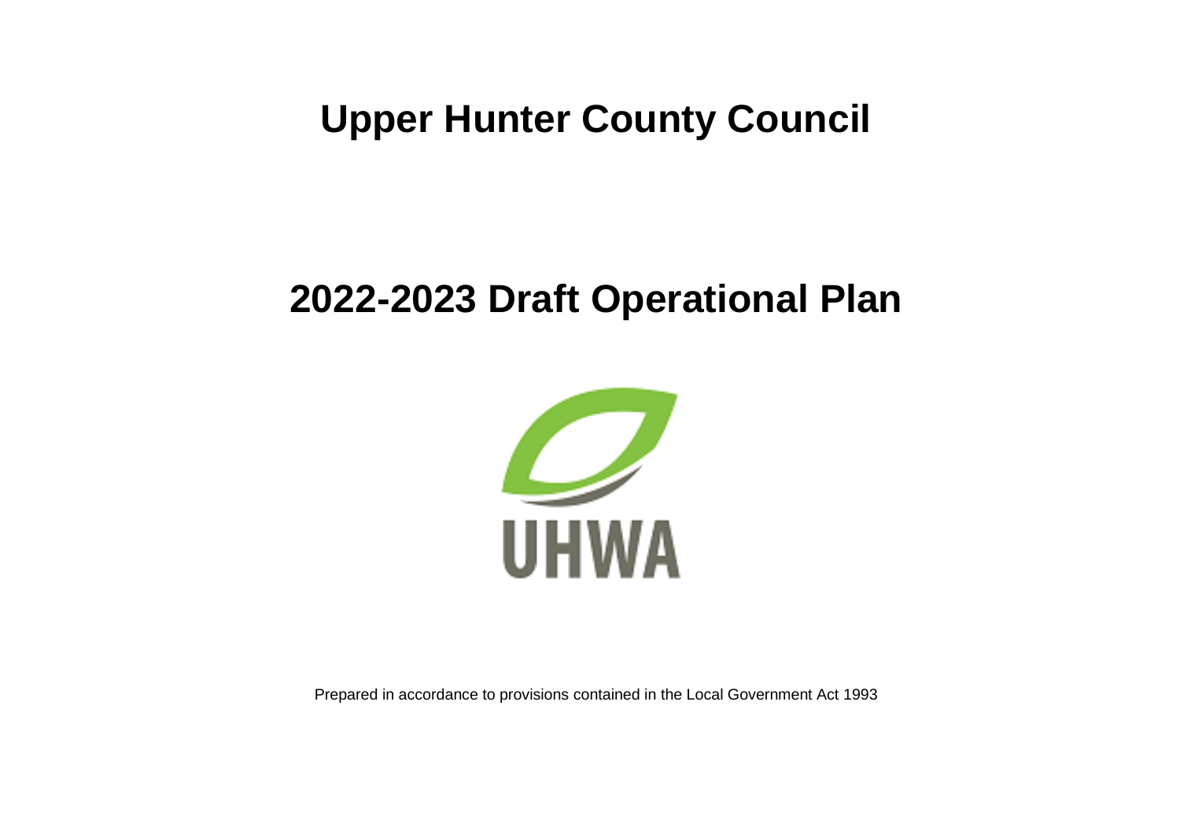# Upper Hunter County Council

## 2022-2023 Draft Operational Plan

UHWA

Prepared in accordance to provisions contained in the Local Government Act 1993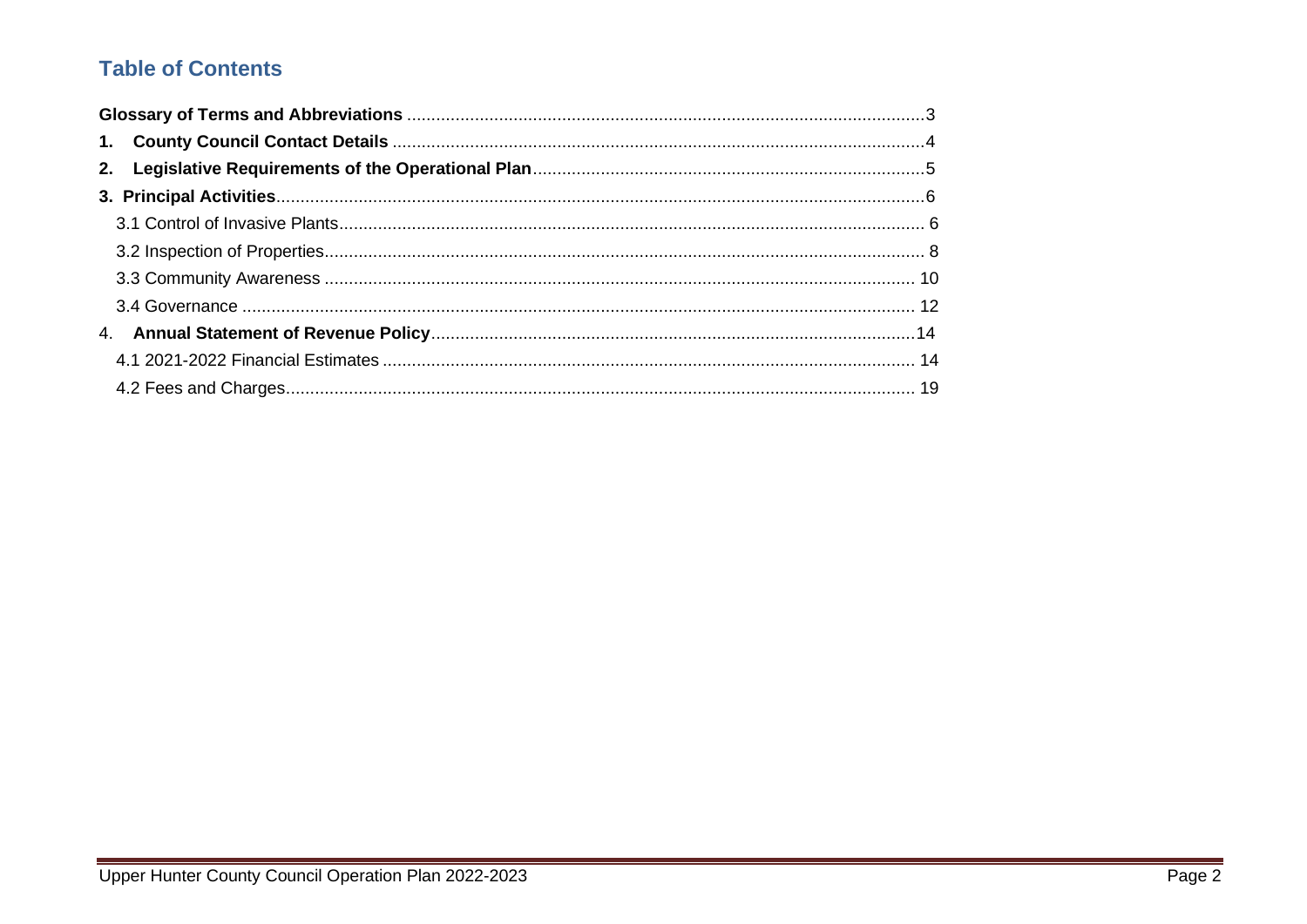## Table of Contents

**Glossary of Terms and Abbreviations** .......... 3

**1. County Council Contact Details** .......... 4

**2. Legislative Requirements of the Operational Plan** .......... 5

**3. Principal Activities** .......... 6

- 3.1 Control of Invasive Plants .......... 6
- 3.2 Inspection of Properties .......... 8
- 3.3 Community Awareness .......... 10
- 3.4 Governance .......... 12

4. **Annual Statement of Revenue Policy** .......... 14

- 4.1 2021-2022 Financial Estimates .......... 14
- 4.2 Fees and Charges .......... 19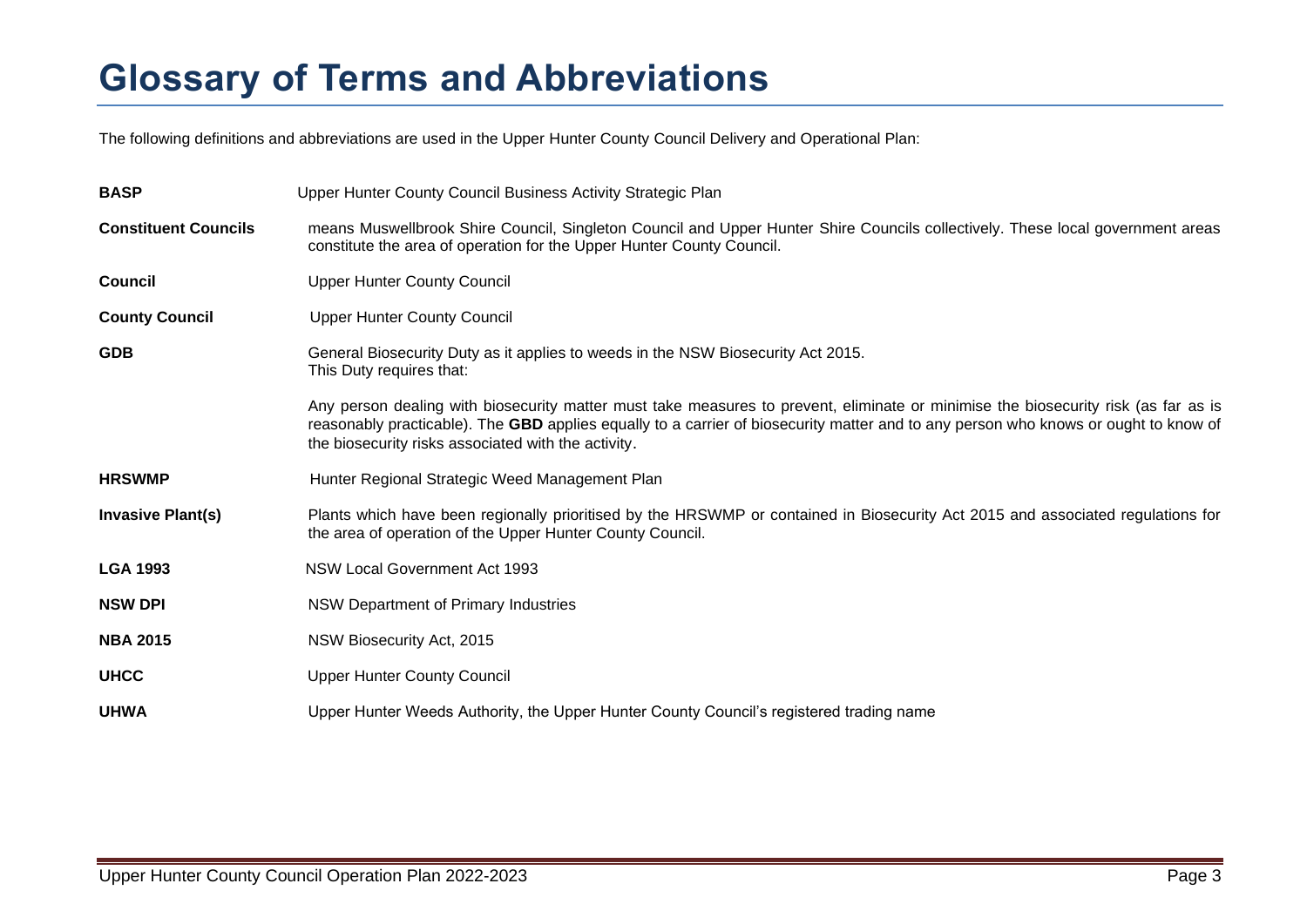# Glossary of Terms and Abbreviations

The following definitions and abbreviations are used in the Upper Hunter County Council Delivery and Operational Plan:

**BASP** Upper Hunter County Council Business Activity Strategic Plan

**Constituent Councils** means Muswellbrook Shire Council, Singleton Council and Upper Hunter Shire Councils collectively. These local government areas constitute the area of operation for the Upper Hunter County Council.

**Council** Upper Hunter County Council

**County Council** Upper Hunter County Council

**GDB** General Biosecurity Duty as it applies to weeds in the NSW Biosecurity Act 2015.
This Duty requires that:

Any person dealing with biosecurity matter must take measures to prevent, eliminate or minimise the biosecurity risk (as far as is reasonably practicable). The **GBD** applies equally to a carrier of biosecurity matter and to any person who knows or ought to know of the biosecurity risks associated with the activity.

**HRSWMP** Hunter Regional Strategic Weed Management Plan

**Invasive Plant(s)** Plants which have been regionally prioritised by the HRSWMP or contained in Biosecurity Act 2015 and associated regulations for the area of operation of the Upper Hunter County Council.

**LGA 1993** NSW Local Government Act 1993

**NSW DPI** NSW Department of Primary Industries

**NBA 2015** NSW Biosecurity Act, 2015

**UHCC** Upper Hunter County Council

**UHWA** Upper Hunter Weeds Authority, the Upper Hunter County Council's registered trading name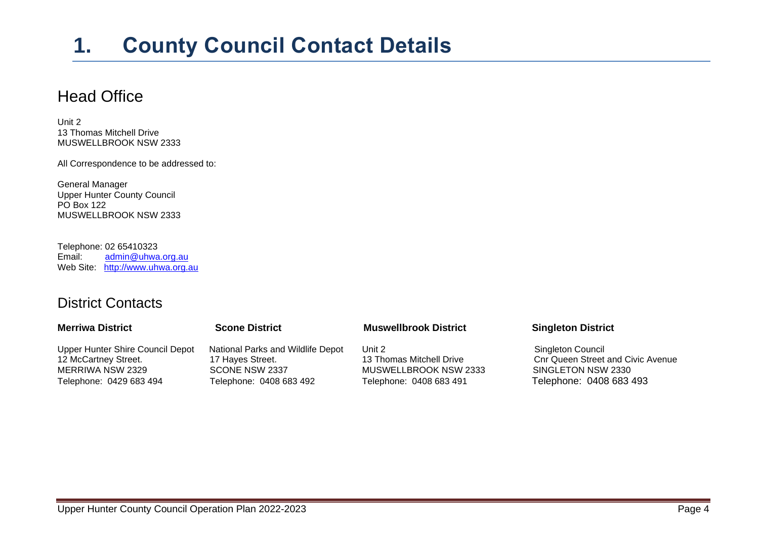# 1. County Council Contact Details

## Head Office

Unit 2
13 Thomas Mitchell Drive
MUSWELLBROOK NSW 2333

All Correspondence to be addressed to:

General Manager
Upper Hunter County Council
PO Box 122
MUSWELLBROOK NSW 2333

Telephone: 02 65410323
Email: admin@uhwa.org.au
Web Site: http://www.uhwa.org.au

## District Contacts

**Merriwa District**

Upper Hunter Shire Council Depot
12 McCartney Street.
MERRIWA NSW 2329
Telephone: 0429 683 494

**Scone District**

National Parks and Wildlife Depot
17 Hayes Street.
SCONE NSW 2337
Telephone: 0408 683 492

**Muswellbrook District**

Unit 2
13 Thomas Mitchell Drive
MUSWELLBROOK NSW 2333
Telephone: 0408 683 491

**Singleton District**

Singleton Council
Cnr Queen Street and Civic Avenue
SINGLETON NSW 2330
Telephone: 0408 683 493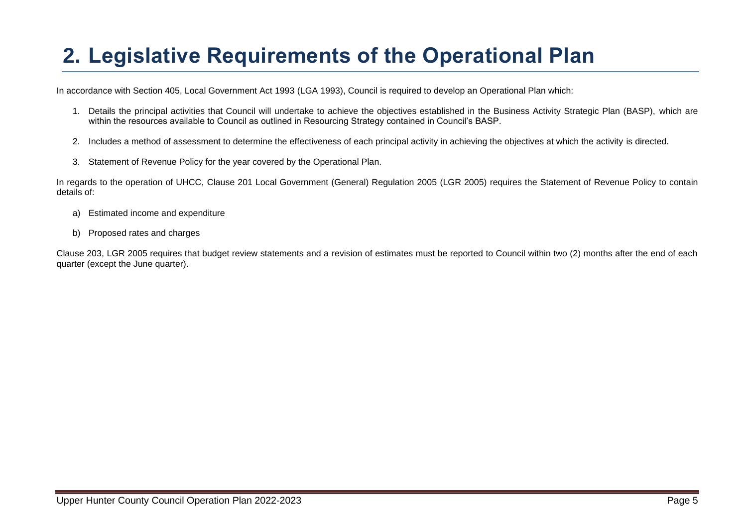# 2. Legislative Requirements of the Operational Plan

In accordance with Section 405, Local Government Act 1993 (LGA 1993), Council is required to develop an Operational Plan which:

1. Details the principal activities that Council will undertake to achieve the objectives established in the Business Activity Strategic Plan (BASP), which are within the resources available to Council as outlined in Resourcing Strategy contained in Council's BASP.

2. Includes a method of assessment to determine the effectiveness of each principal activity in achieving the objectives at which the activity is directed.

3. Statement of Revenue Policy for the year covered by the Operational Plan.

In regards to the operation of UHCC, Clause 201 Local Government (General) Regulation 2005 (LGR 2005) requires the Statement of Revenue Policy to contain details of:

a) Estimated income and expenditure

b) Proposed rates and charges

Clause 203, LGR 2005 requires that budget review statements and a revision of estimates must be reported to Council within two (2) months after the end of each quarter (except the June quarter).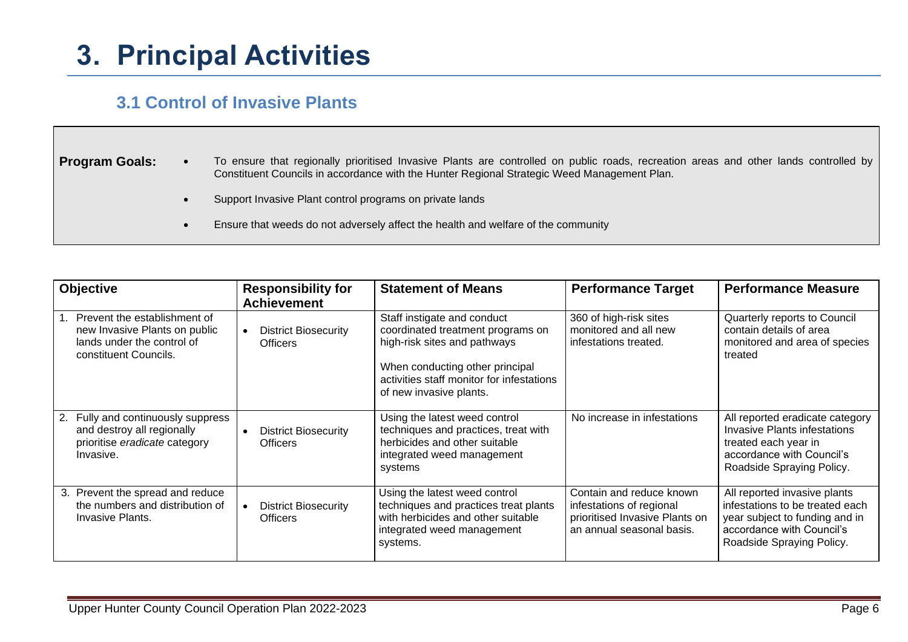# 3. Principal Activities

## 3.1 Control of Invasive Plants

**Program Goals:**

- To ensure that regionally prioritised Invasive Plants are controlled on public roads, recreation areas and other lands controlled by Constituent Councils in accordance with the Hunter Regional Strategic Weed Management Plan.
- Support Invasive Plant control programs on private lands
- Ensure that weeds do not adversely affect the health and welfare of the community

| Objective | Responsibility for Achievement | Statement of Means | Performance Target | Performance Measure |
|---|---|---|---|---|
| 1. Prevent the establishment of new Invasive Plants on public lands under the control of constituent Councils. | • District Biosecurity Officers | Staff instigate and conduct coordinated treatment programs on high-risk sites and pathways<br><br>When conducting other principal activities staff monitor for infestations of new invasive plants. | 360 of high-risk sites monitored and all new infestations treated. | Quarterly reports to Council contain details of area monitored and area of species treated |
| 2. Fully and continuously suppress and destroy all regionally prioritise *eradicate* category Invasive. | • District Biosecurity Officers | Using the latest weed control techniques and practices, treat with herbicides and other suitable integrated weed management systems | No increase in infestations | All reported eradicate category Invasive Plants infestations treated each year in accordance with Council's Roadside Spraying Policy. |
| 3. Prevent the spread and reduce the numbers and distribution of Invasive Plants. | • District Biosecurity Officers | Using the latest weed control techniques and practices treat plants with herbicides and other suitable integrated weed management systems. | Contain and reduce known infestations of regional prioritised Invasive Plants on an annual seasonal basis. | All reported invasive plants infestations to be treated each year subject to funding and in accordance with Council's Roadside Spraying Policy. |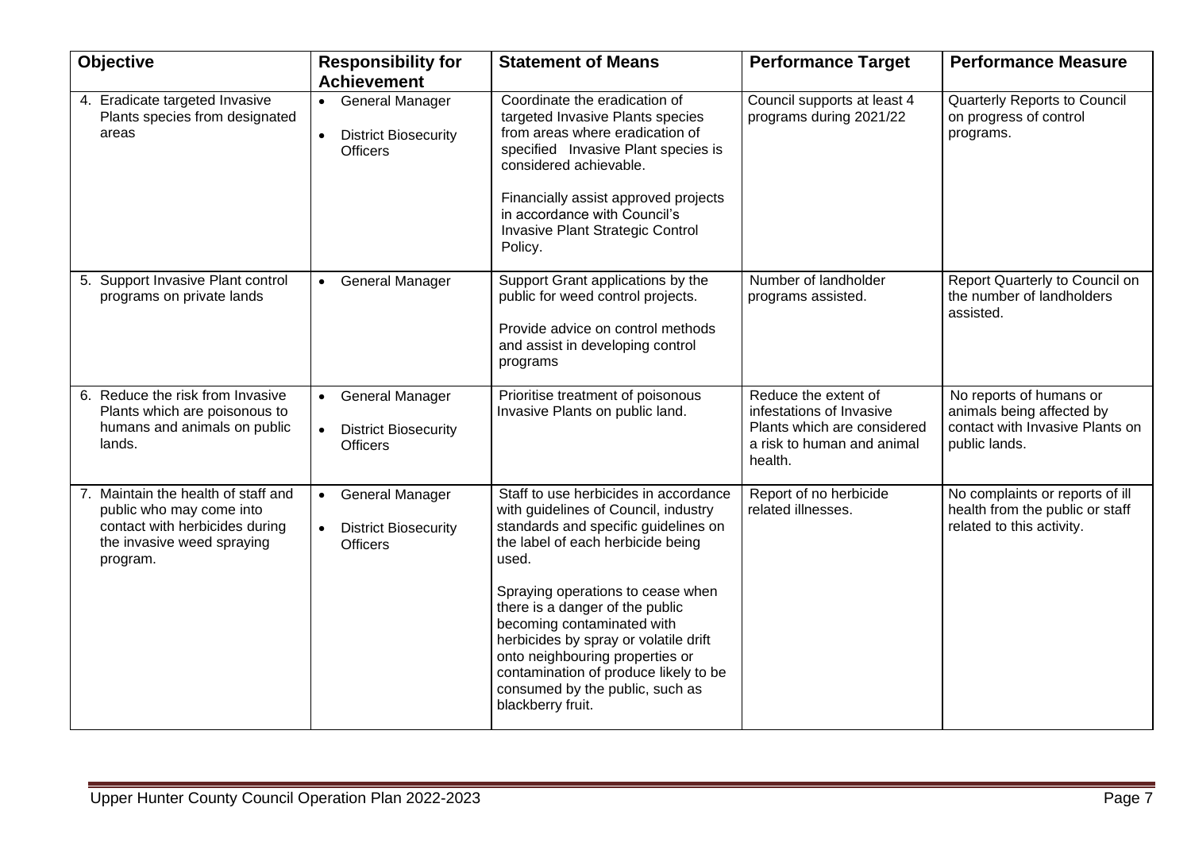| Objective | Responsibility for Achievement | Statement of Means | Performance Target | Performance Measure |
|---|---|---|---|---|
| 4. Eradicate targeted Invasive Plants species from designated areas | • General Manager<br>• District Biosecurity Officers | Coordinate the eradication of targeted Invasive Plants species from areas where eradication of specified Invasive Plant species is considered achievable.<br><br>Financially assist approved projects in accordance with Council's Invasive Plant Strategic Control Policy. | Council supports at least 4 programs during 2021/22 | Quarterly Reports to Council on progress of control programs. |
| 5. Support Invasive Plant control programs on private lands | • General Manager | Support Grant applications by the public for weed control projects.<br><br>Provide advice on control methods and assist in developing control programs | Number of landholder programs assisted. | Report Quarterly to Council on the number of landholders assisted. |
| 6. Reduce the risk from Invasive Plants which are poisonous to humans and animals on public lands. | • General Manager<br>• District Biosecurity Officers | Prioritise treatment of poisonous Invasive Plants on public land. | Reduce the extent of infestations of Invasive Plants which are considered a risk to human and animal health. | No reports of humans or animals being affected by contact with Invasive Plants on public lands. |
| 7. Maintain the health of staff and public who may come into contact with herbicides during the invasive weed spraying program. | • General Manager<br>• District Biosecurity Officers | Staff to use herbicides in accordance with guidelines of Council, industry standards and specific guidelines on the label of each herbicide being used.<br><br>Spraying operations to cease when there is a danger of the public becoming contaminated with herbicides by spray or volatile drift onto neighbouring properties or contamination of produce likely to be consumed by the public, such as blackberry fruit. | Report of no herbicide related illnesses. | No complaints or reports of ill health from the public or staff related to this activity. |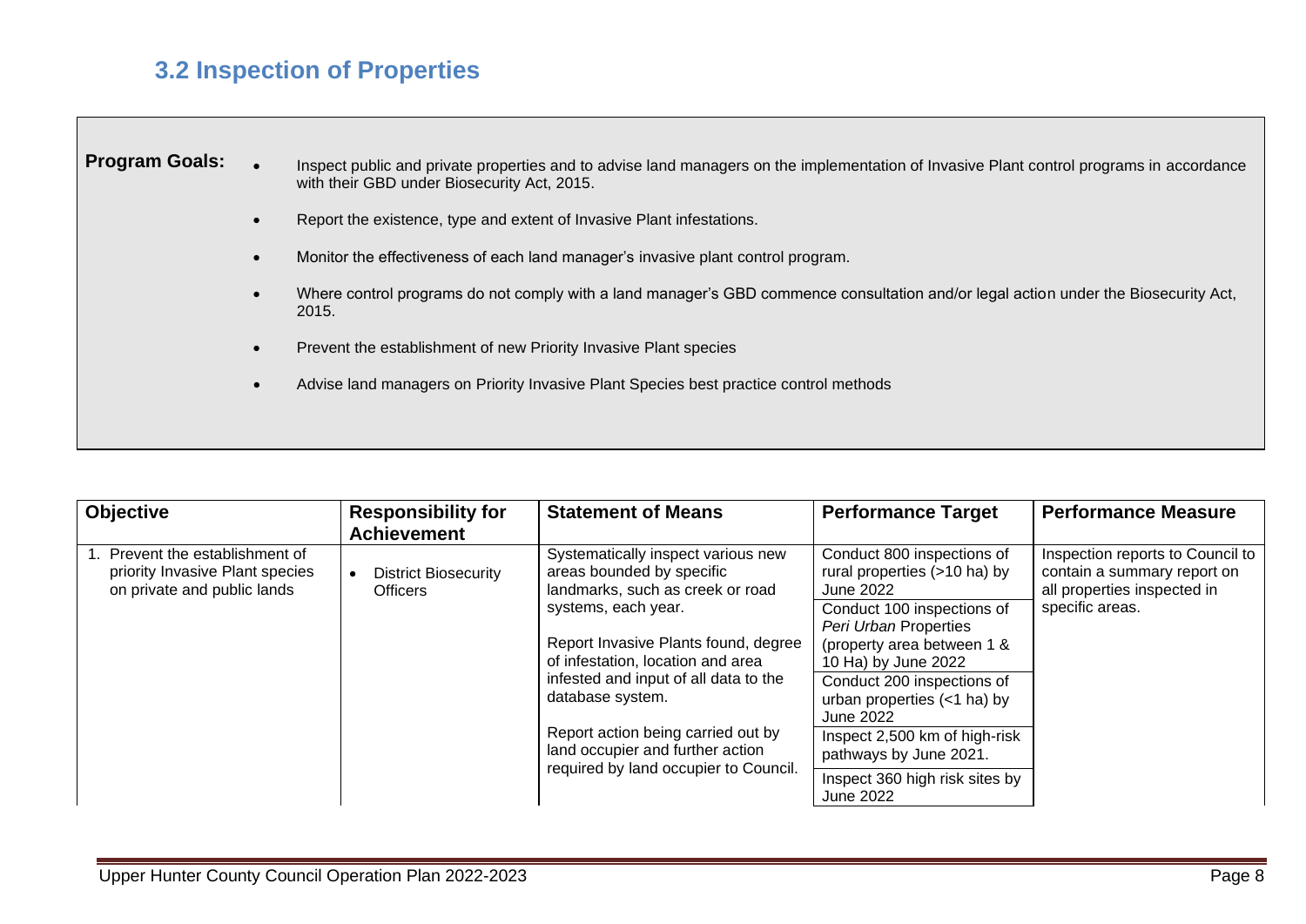## 3.2 Inspection of Properties

**Program Goals:**

- Inspect public and private properties and to advise land managers on the implementation of Invasive Plant control programs in accordance with their GBD under Biosecurity Act, 2015.
- Report the existence, type and extent of Invasive Plant infestations.
- Monitor the effectiveness of each land manager's invasive plant control program.
- Where control programs do not comply with a land manager's GBD commence consultation and/or legal action under the Biosecurity Act, 2015.
- Prevent the establishment of new Priority Invasive Plant species
- Advise land managers on Priority Invasive Plant Species best practice control methods

| Objective | Responsibility for Achievement | Statement of Means | Performance Target | Performance Measure |
|---|---|---|---|---|
| 1. Prevent the establishment of priority Invasive Plant species on private and public lands | • District Biosecurity Officers | Systematically inspect various new areas bounded by specific landmarks, such as creek or road systems, each year.<br><br>Report Invasive Plants found, degree of infestation, location and area infested and input of all data to the database system.<br><br>Report action being carried out by land occupier and further action required by land occupier to Council. | Conduct 800 inspections of rural properties (>10 ha) by June 2022 | Inspection reports to Council to contain a summary report on all properties inspected in specific areas. |
| | | | Conduct 100 inspections of *Peri Urban* Properties (property area between 1 & 10 Ha) by June 2022 | |
| | | | Conduct 200 inspections of urban properties (<1 ha) by June 2022 | |
| | | | Inspect 2,500 km of high-risk pathways by June 2021. | |
| | | | Inspect 360 high risk sites by June 2022 | |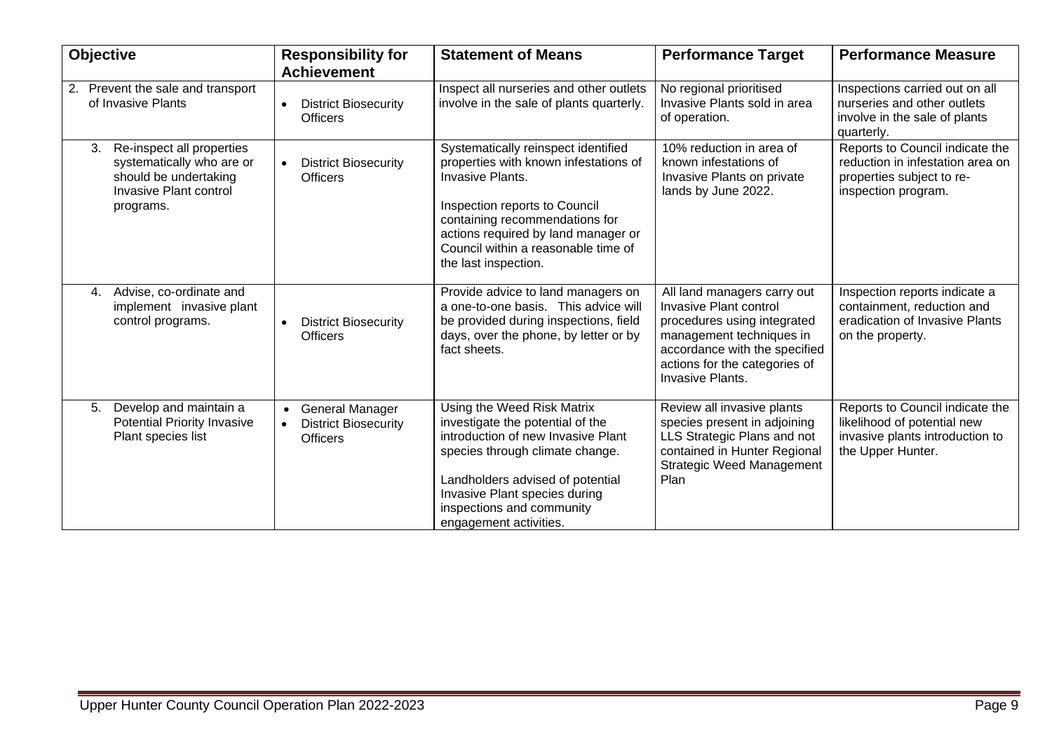| Objective | Responsibility for Achievement | Statement of Means | Performance Target | Performance Measure |
|---|---|---|---|---|
| 2. Prevent the sale and transport of Invasive Plants | • District Biosecurity Officers | Inspect all nurseries and other outlets involve in the sale of plants quarterly. | No regional prioritised Invasive Plants sold in area of operation. | Inspections carried out on all nurseries and other outlets involve in the sale of plants quarterly. |
| 3. Re-inspect all properties systematically who are or should be undertaking Invasive Plant control programs. | • District Biosecurity Officers | Systematically reinspect identified properties with known infestations of Invasive Plants.<br><br>Inspection reports to Council containing recommendations for actions required by land manager or Council within a reasonable time of the last inspection. | 10% reduction in area of known infestations of Invasive Plants on private lands by June 2022. | Reports to Council indicate the reduction in infestation area on properties subject to re-inspection program. |
| 4. Advise, co-ordinate and implement invasive plant control programs. | • District Biosecurity Officers | Provide advice to land managers on a one-to-one basis. This advice will be provided during inspections, field days, over the phone, by letter or by fact sheets. | All land managers carry out Invasive Plant control procedures using integrated management techniques in accordance with the specified actions for the categories of Invasive Plants. | Inspection reports indicate a containment, reduction and eradication of Invasive Plants on the property. |
| 5. Develop and maintain a Potential Priority Invasive Plant species list | • General Manager<br>• District Biosecurity Officers | Using the Weed Risk Matrix investigate the potential of the introduction of new Invasive Plant species through climate change.<br><br>Landholders advised of potential Invasive Plant species during inspections and community engagement activities. | Review all invasive plants species present in adjoining LLS Strategic Plans and not contained in Hunter Regional Strategic Weed Management Plan | Reports to Council indicate the likelihood of potential new invasive plants introduction to the Upper Hunter. |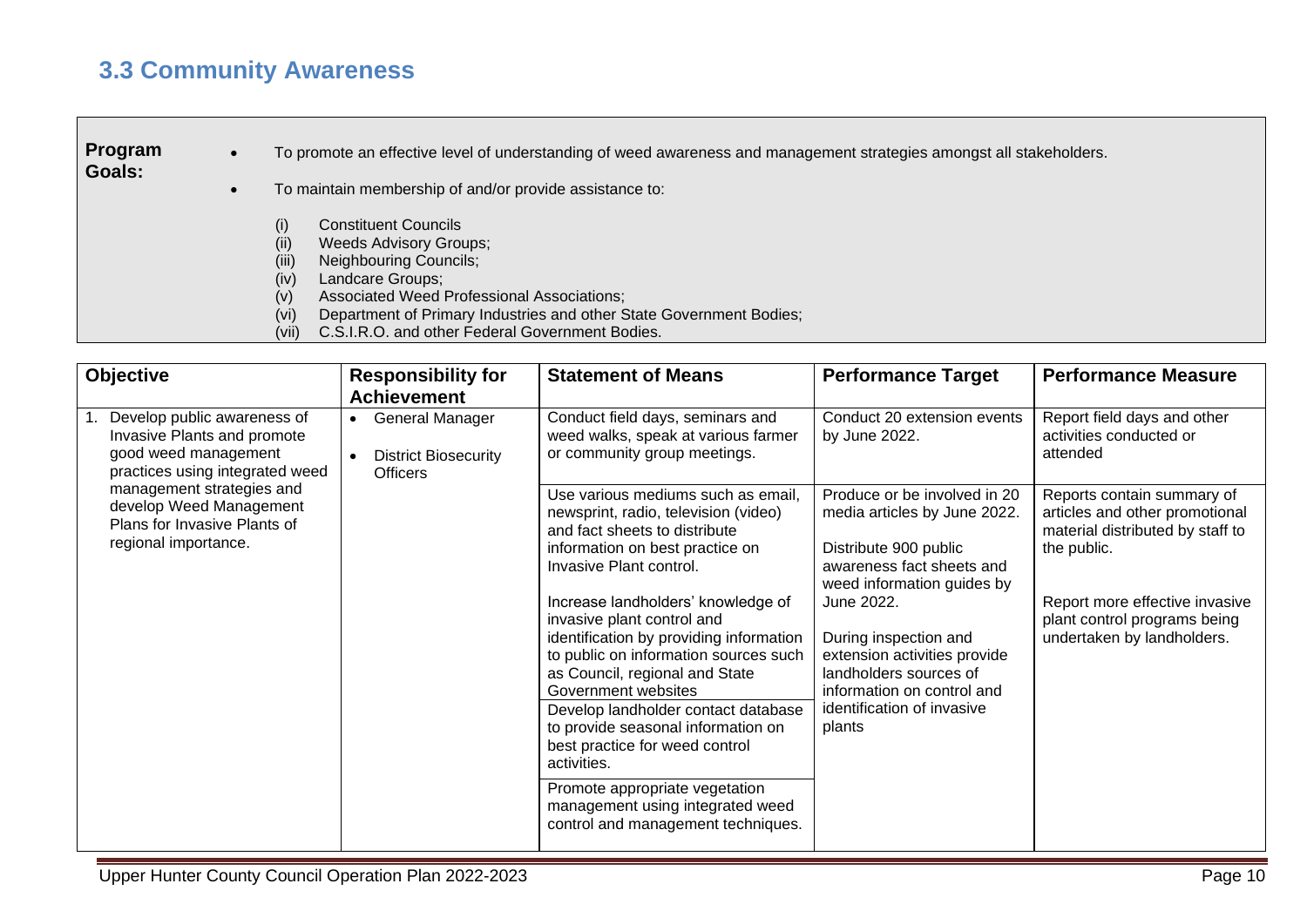## 3.3 Community Awareness

**Program Goals:**

- To promote an effective level of understanding of weed awareness and management strategies amongst all stakeholders.
- To maintain membership of and/or provide assistance to:

  (i) Constituent Councils
  (ii) Weeds Advisory Groups;
  (iii) Neighbouring Councils;
  (iv) Landcare Groups;
  (v) Associated Weed Professional Associations;
  (vi) Department of Primary Industries and other State Government Bodies;
  (vii) C.S.I.R.O. and other Federal Government Bodies.

| Objective | Responsibility for Achievement | Statement of Means | Performance Target | Performance Measure |
|---|---|---|---|---|
| 1. Develop public awareness of Invasive Plants and promote good weed management practices using integrated weed management strategies and develop Weed Management Plans for Invasive Plants of regional importance. | • General Manager<br>• District Biosecurity Officers | Conduct field days, seminars and weed walks, speak at various farmer or community group meetings. | Conduct 20 extension events by June 2022. | Report field days and other activities conducted or attended |
| | | Use various mediums such as email, newsprint, radio, television (video) and fact sheets to distribute information on best practice on Invasive Plant control.<br><br>Increase landholders' knowledge of invasive plant control and identification by providing information to public on information sources such as Council, regional and State Government websites | Produce or be involved in 20 media articles by June 2022.<br><br>Distribute 900 public awareness fact sheets and weed information guides by June 2022.<br><br>During inspection and extension activities provide landholders sources of information on control and identification of invasive plants | Reports contain summary of articles and other promotional material distributed by staff to the public.<br><br>Report more effective invasive plant control programs being undertaken by landholders. |
| | | Develop landholder contact database to provide seasonal information on best practice for weed control activities. | | |
| | | Promote appropriate vegetation management using integrated weed control and management techniques. | | |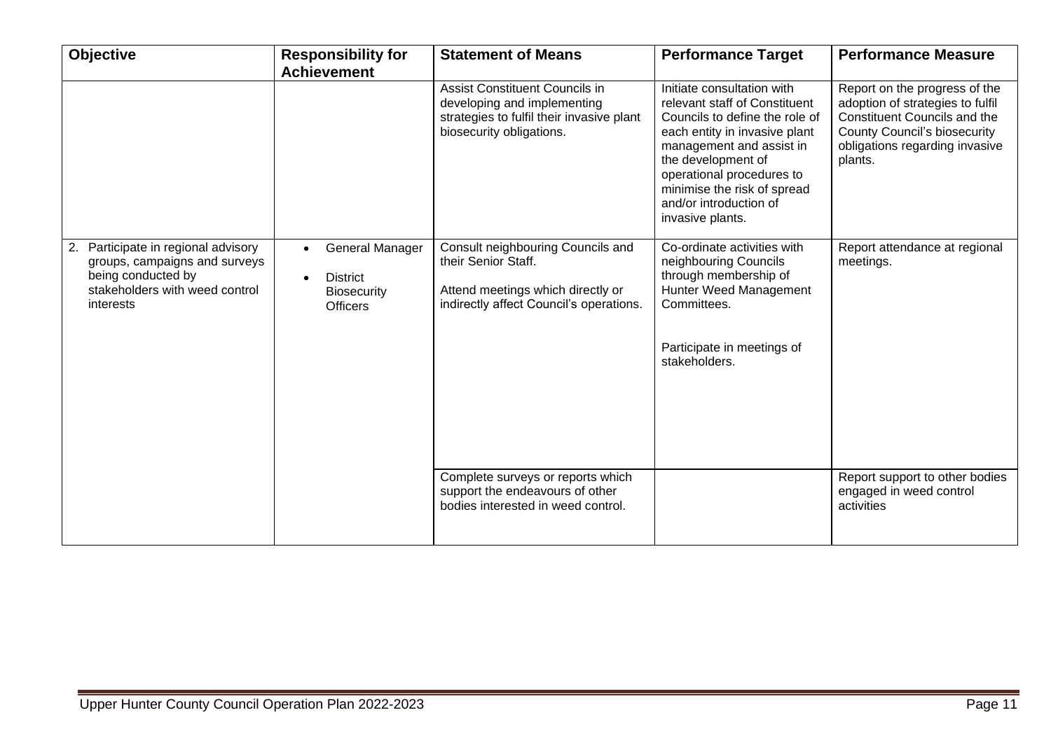| Objective | Responsibility for Achievement | Statement of Means | Performance Target | Performance Measure |
| --- | --- | --- | --- | --- |
| | | Assist Constituent Councils in developing and implementing strategies to fulfil their invasive plant biosecurity obligations. | Initiate consultation with relevant staff of Constituent Councils to define the role of each entity in invasive plant management and assist in the development of operational procedures to minimise the risk of spread and/or introduction of invasive plants. | Report on the progress of the adoption of strategies to fulfil Constituent Councils and the County Council's biosecurity obligations regarding invasive plants. |
| 2. Participate in regional advisory groups, campaigns and surveys being conducted by stakeholders with weed control interests | • General Manager<br>• District Biosecurity Officers | Consult neighbouring Councils and their Senior Staff.<br><br>Attend meetings which directly or indirectly affect Council's operations. | Co-ordinate activities with neighbouring Councils through membership of Hunter Weed Management Committees.<br><br>Participate in meetings of stakeholders. | Report attendance at regional meetings. |
| | | Complete surveys or reports which support the endeavours of other bodies interested in weed control. | | Report support to other bodies engaged in weed control activities |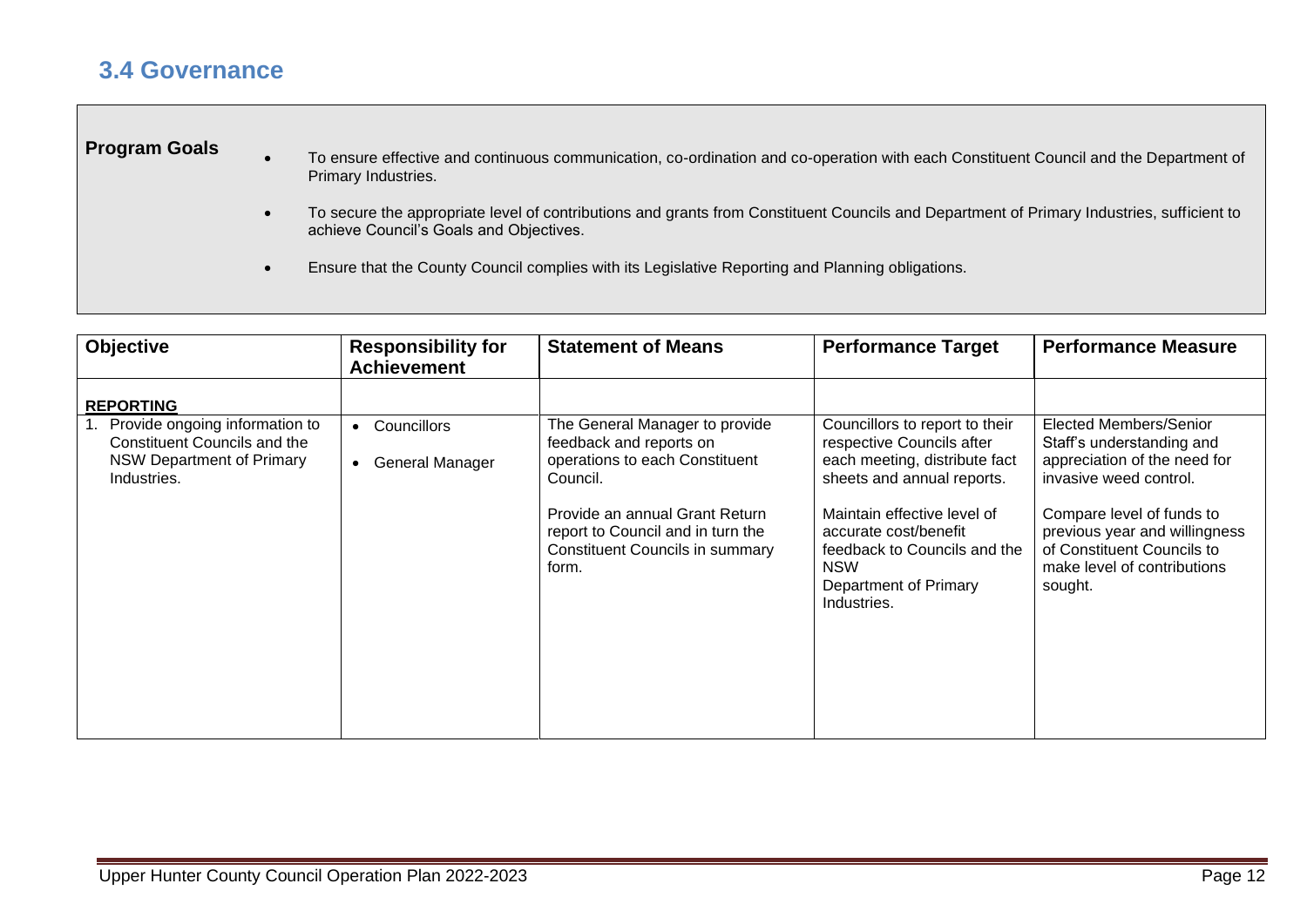## 3.4 Governance

**Program Goals**

- To ensure effective and continuous communication, co-ordination and co-operation with each Constituent Council and the Department of Primary Industries.
- To secure the appropriate level of contributions and grants from Constituent Councils and Department of Primary Industries, sufficient to achieve Council's Goals and Objectives.
- Ensure that the County Council complies with its Legislative Reporting and Planning obligations.

| Objective | Responsibility for Achievement | Statement of Means | Performance Target | Performance Measure |
|---|---|---|---|---|
| **REPORTING** | | | | |
| 1. Provide ongoing information to Constituent Councils and the NSW Department of Primary Industries. | • Councillors<br>• General Manager | The General Manager to provide feedback and reports on operations to each Constituent Council.<br><br>Provide an annual Grant Return report to Council and in turn the Constituent Councils in summary form. | Councillors to report to their respective Councils after each meeting, distribute fact sheets and annual reports.<br><br>Maintain effective level of accurate cost/benefit feedback to Councils and the NSW Department of Primary Industries. | Elected Members/Senior Staff's understanding and appreciation of the need for invasive weed control.<br><br>Compare level of funds to previous year and willingness of Constituent Councils to make level of contributions sought. |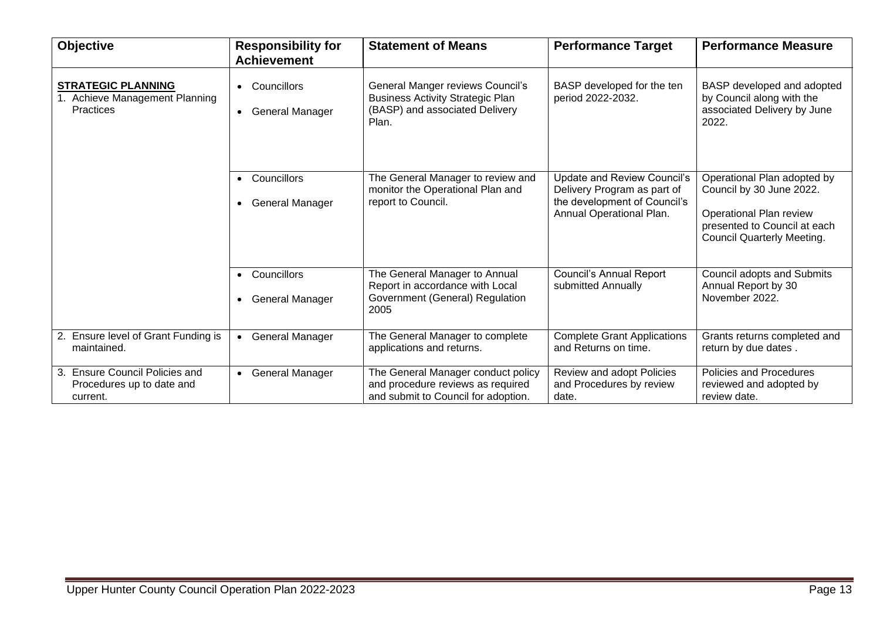| Objective | Responsibility for Achievement | Statement of Means | Performance Target | Performance Measure |
|---|---|---|---|---|
| **STRATEGIC PLANNING**<br>1. Achieve Management Planning Practices | • Councillors<br>• General Manager | General Manger reviews Council's Business Activity Strategic Plan (BASP) and associated Delivery Plan. | BASP developed for the ten period 2022-2032. | BASP developed and adopted by Council along with the associated Delivery by June 2022. |
| | • Councillors<br>• General Manager | The General Manager to review and monitor the Operational Plan and report to Council. | Update and Review Council's Delivery Program as part of the development of Council's Annual Operational Plan. | Operational Plan adopted by Council by 30 June 2022.<br><br>Operational Plan review presented to Council at each Council Quarterly Meeting. |
| | • Councillors<br>• General Manager | The General Manager to Annual Report in accordance with Local Government (General) Regulation 2005 | Council's Annual Report submitted Annually | Council adopts and Submits Annual Report by 30 November 2022. |
| 2. Ensure level of Grant Funding is maintained. | • General Manager | The General Manager to complete applications and returns. | Complete Grant Applications and Returns on time. | Grants returns completed and return by due dates . |
| 3. Ensure Council Policies and Procedures up to date and current. | • General Manager | The General Manager conduct policy and procedure reviews as required and submit to Council for adoption. | Review and adopt Policies and Procedures by review date. | Policies and Procedures reviewed and adopted by review date. |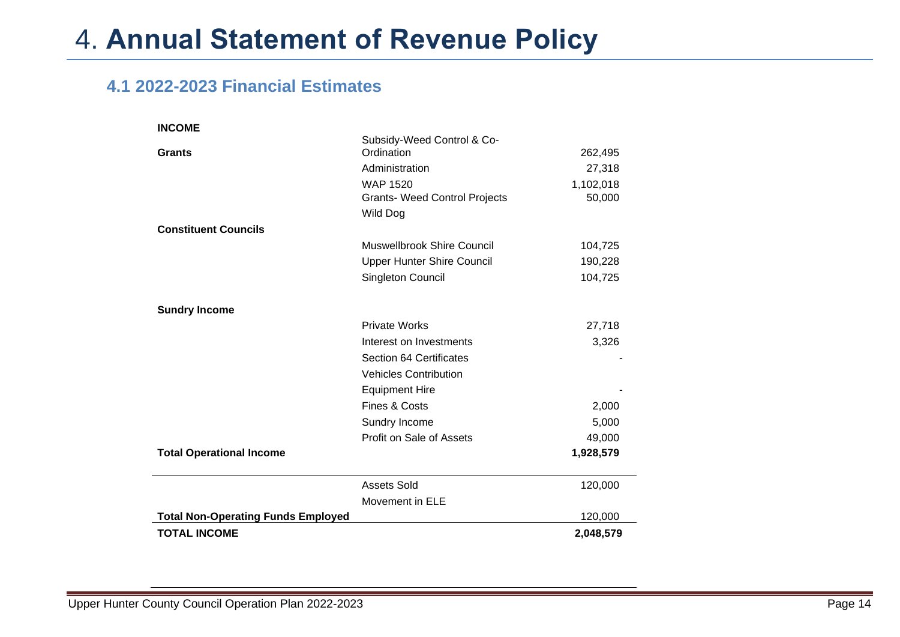# 4. **Annual Statement of Revenue Policy**

## 4.1 2022-2023 Financial Estimates

| **INCOME** | | |
|---|---|---|
| **Grants** | Subsidy-Weed Control & Co-Ordination | 262,495 |
| | Administration | 27,318 |
| | WAP 1520 | 1,102,018 |
| | Grants- Weed Control Projects | 50,000 |
| | Wild Dog | |
| **Constituent Councils** | | |
| | Muswellbrook Shire Council | 104,725 |
| | Upper Hunter Shire Council | 190,228 |
| | Singleton Council | 104,725 |
| **Sundry Income** | | |
| | Private Works | 27,718 |
| | Interest on Investments | 3,326 |
| | Section 64 Certificates | - |
| | Vehicles Contribution | |
| | Equipment Hire | - |
| | Fines & Costs | 2,000 |
| | Sundry Income | 5,000 |
| | Profit on Sale of Assets | 49,000 |
| **Total Operational Income** | | **1,928,579** |
| | Assets Sold | 120,000 |
| | Movement in ELE | |
| **Total Non-Operating Funds Employed** | | 120,000 |
| **TOTAL INCOME** | | **2,048,579** |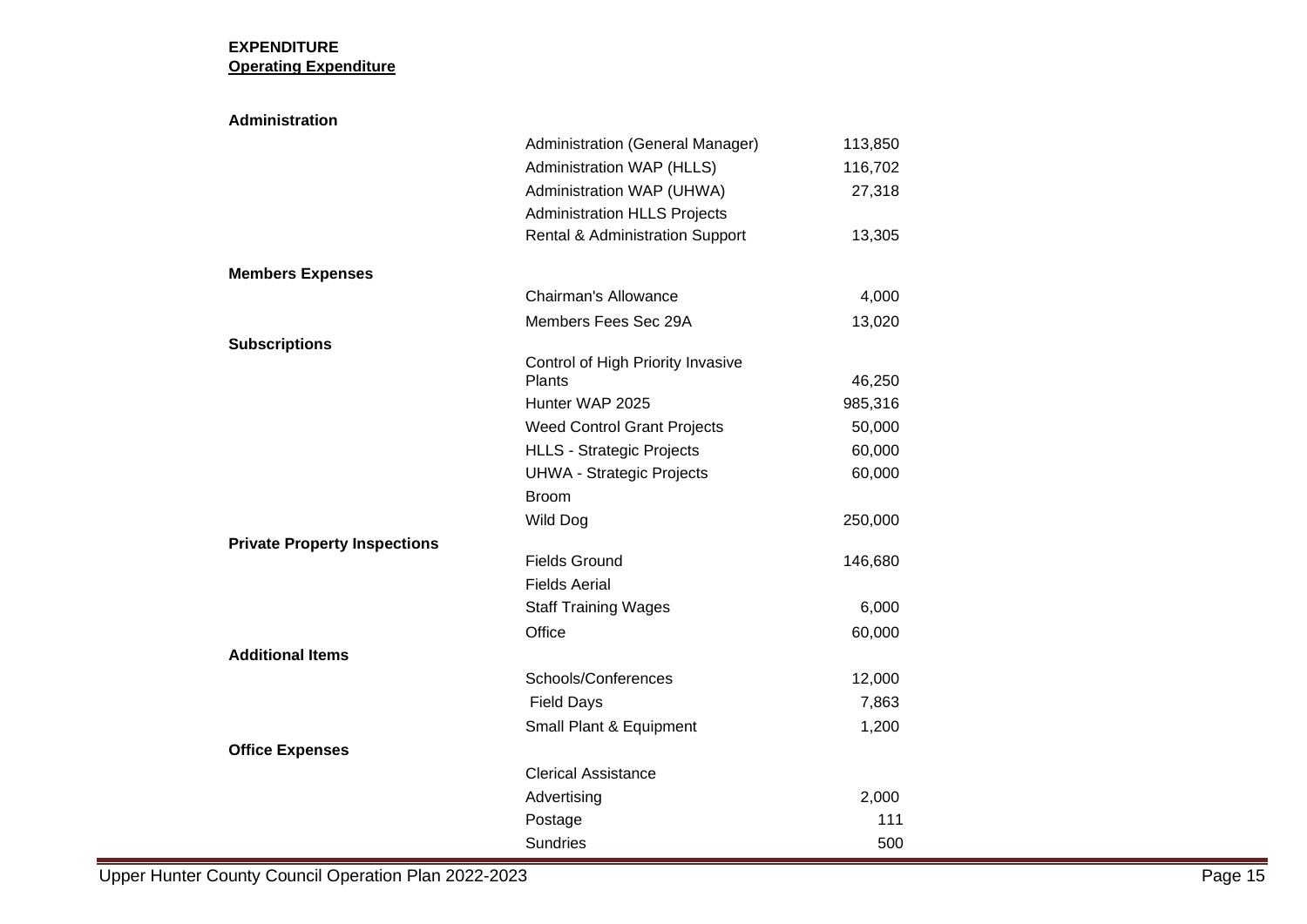**EXPENDITURE**

**Operating Expenditure**

| Category | Item | Amount |
|---|---|---|
| **Administration** | | |
| | Administration (General Manager) | 113,850 |
| | Administration WAP (HLLS) | 116,702 |
| | Administration WAP (UHWA) | 27,318 |
| | Administration HLLS Projects | |
| | Rental & Administration Support | 13,305 |
| **Members Expenses** | | |
| | Chairman's Allowance | 4,000 |
| | Members Fees Sec 29A | 13,020 |
| **Subscriptions** | | |
| | Control of High Priority Invasive Plants | 46,250 |
| | Hunter WAP 2025 | 985,316 |
| | Weed Control Grant Projects | 50,000 |
| | HLLS - Strategic Projects | 60,000 |
| | UHWA - Strategic Projects | 60,000 |
| | Broom | |
| | Wild Dog | 250,000 |
| **Private Property Inspections** | | |
| | Fields Ground | 146,680 |
| | Fields Aerial | |
| | Staff Training Wages | 6,000 |
| | Office | 60,000 |
| **Additional Items** | | |
| | Schools/Conferences | 12,000 |
| | Field Days | 7,863 |
| | Small Plant & Equipment | 1,200 |
| **Office Expenses** | | |
| | Clerical Assistance | |
| | Advertising | 2,000 |
| | Postage | 111 |
| | Sundries | 500 |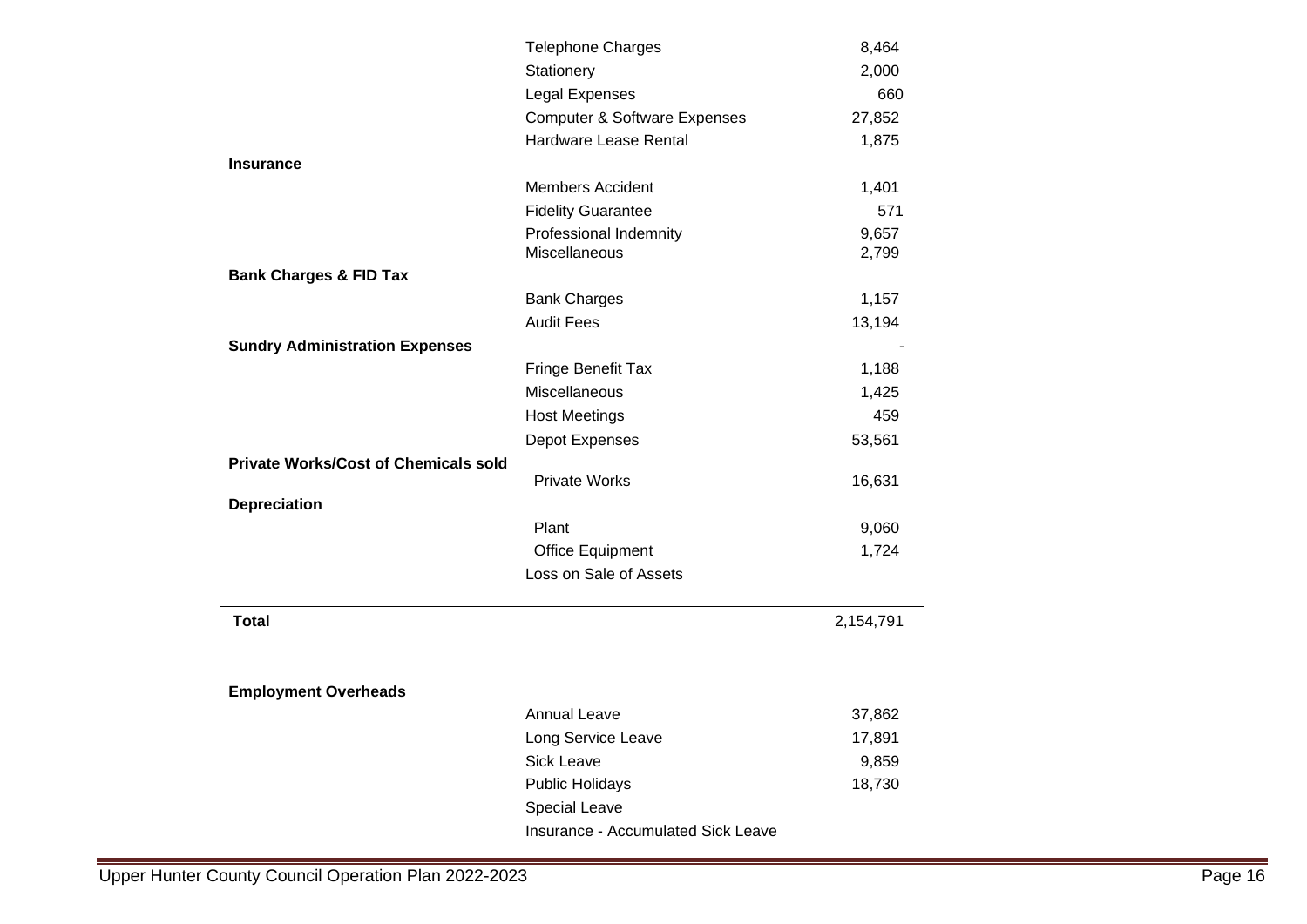| | | |
|---|---|---|
| | Telephone Charges | 8,464 |
| | Stationery | 2,000 |
| | Legal Expenses | 660 |
| | Computer & Software Expenses | 27,852 |
| | Hardware Lease Rental | 1,875 |
| **Insurance** | | |
| | Members Accident | 1,401 |
| | Fidelity Guarantee | 571 |
| | Professional Indemnity | 9,657 |
| | Miscellaneous | 2,799 |
| **Bank Charges & FID Tax** | | |
| | Bank Charges | 1,157 |
| | Audit Fees | 13,194 |
| **Sundry Administration Expenses** | | - |
| | Fringe Benefit Tax | 1,188 |
| | Miscellaneous | 1,425 |
| | Host Meetings | 459 |
| | Depot Expenses | 53,561 |
| **Private Works/Cost of Chemicals sold** | | |
| | Private Works | 16,631 |
| **Depreciation** | | |
| | Plant | 9,060 |
| | Office Equipment | 1,724 |
| | Loss on Sale of Assets | |
| **Total** | | 2,154,791 |

| | | |
|---|---|---|
| **Employment Overheads** | | |
| | Annual Leave | 37,862 |
| | Long Service Leave | 17,891 |
| | Sick Leave | 9,859 |
| | Public Holidays | 18,730 |
| | Special Leave | |
| | Insurance - Accumulated Sick Leave | |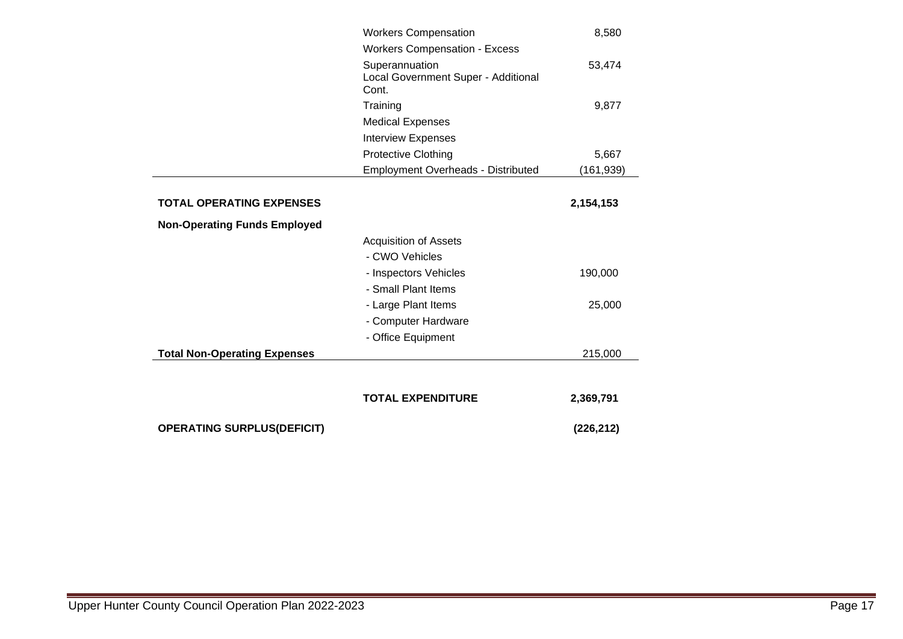| | | |
|---|---|---|
| | Workers Compensation | 8,580 |
| | Workers Compensation - Excess | |
| | Superannuation | 53,474 |
| | Local Government Super - Additional Cont. | |
| | Training | 9,877 |
| | Medical Expenses | |
| | Interview Expenses | |
| | Protective Clothing | 5,667 |
| | Employment Overheads - Distributed | (161,939) |
| **TOTAL OPERATING EXPENSES** | | **2,154,153** |
| **Non-Operating Funds Employed** | | |
| | Acquisition of Assets | |
| | - CWO Vehicles | |
| | - Inspectors Vehicles | 190,000 |
| | - Small Plant Items | |
| | - Large Plant Items | 25,000 |
| | - Computer Hardware | |
| | - Office Equipment | |
| **Total Non-Operating Expenses** | | 215,000 |
| | **TOTAL EXPENDITURE** | **2,369,791** |
| **OPERATING SURPLUS(DEFICIT)** | | **(226,212)** |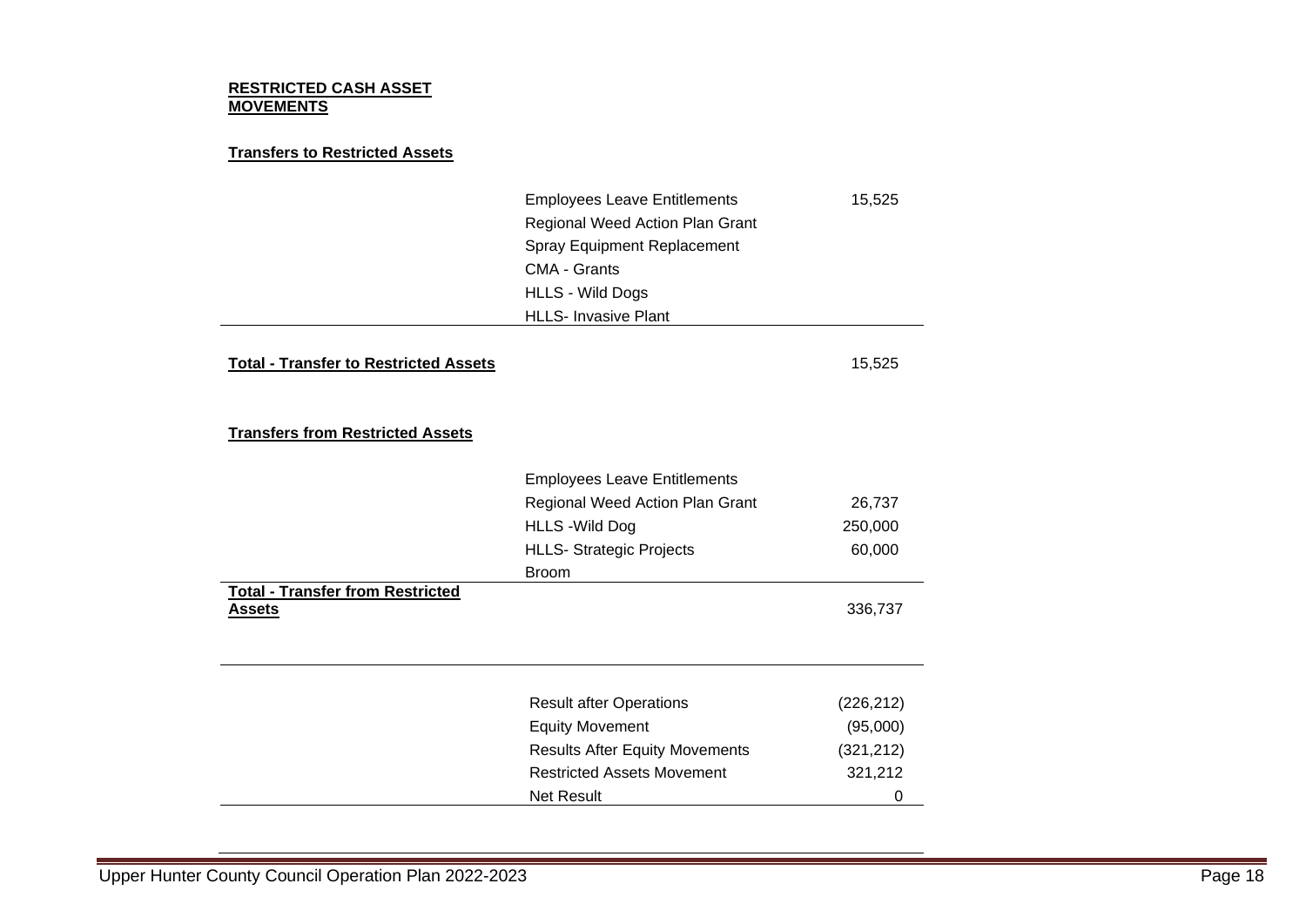**RESTRICTED CASH ASSET MOVEMENTS**

**Transfers to Restricted Assets**

| | |
|---|---|
| Employees Leave Entitlements | 15,525 |
| Regional Weed Action Plan Grant | |
| Spray Equipment Replacement | |
| CMA - Grants | |
| HLLS - Wild Dogs | |
| HLLS- Invasive Plant | |
| **Total - Transfer to Restricted Assets** | 15,525 |

**Transfers from Restricted Assets**

| | |
|---|---|
| Employees Leave Entitlements | |
| Regional Weed Action Plan Grant | 26,737 |
| HLLS -Wild Dog | 250,000 |
| HLLS- Strategic Projects | 60,000 |
| Broom | |
| **Total - Transfer from Restricted Assets** | 336,737 |

| | |
|---|---|
| Result after Operations | (226,212) |
| Equity Movement | (95,000) |
| Results After Equity Movements | (321,212) |
| Restricted Assets Movement | 321,212 |
| Net Result | 0 |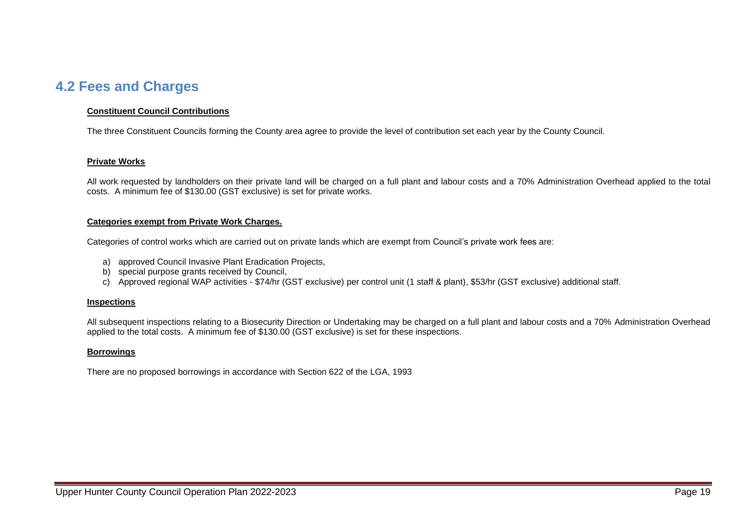## 4.2 Fees and Charges

**Constituent Council Contributions**

The three Constituent Councils forming the County area agree to provide the level of contribution set each year by the County Council.

**Private Works**

All work requested by landholders on their private land will be charged on a full plant and labour costs and a 70% Administration Overhead applied to the total costs. A minimum fee of $130.00 (GST exclusive) is set for private works.

**Categories exempt from Private Work Charges.**

Categories of control works which are carried out on private lands which are exempt from Council's private work fees are:

a) approved Council Invasive Plant Eradication Projects,
b) special purpose grants received by Council,
c) Approved regional WAP activities - $74/hr (GST exclusive) per control unit (1 staff & plant), $53/hr (GST exclusive) additional staff.

**Inspections**

All subsequent inspections relating to a Biosecurity Direction or Undertaking may be charged on a full plant and labour costs and a 70% Administration Overhead applied to the total costs. A minimum fee of $130.00 (GST exclusive) is set for these inspections.

**Borrowings**

There are no proposed borrowings in accordance with Section 622 of the LGA, 1993